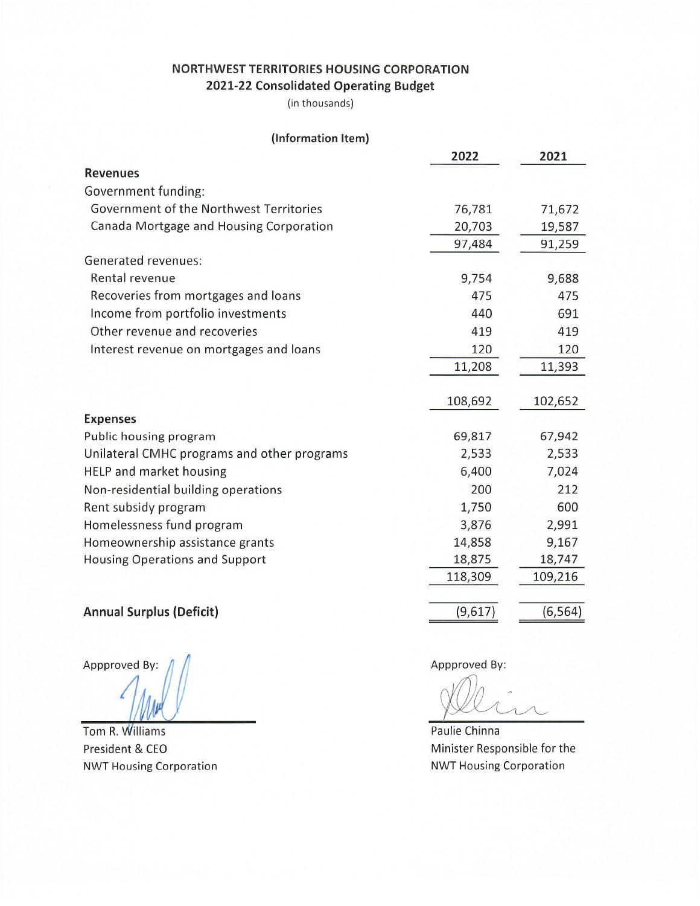# NORTHWEST TERRITORIES HOUSING CORPORATION

## 2021-22 Consolidated Operating Budget

(in thousands)

**(Information Item)**

| | 2022 | 2021 |
|---|---|---|
| **Revenues** | | |
| Government funding: | | |
| Government of the Northwest Territories | 76,781 | 71,672 |
| Canada Mortgage and Housing Corporation | 20,703 | 19,587 |
| | 97,484 | 91,259 |
| Generated revenues: | | |
| Rental revenue | 9,754 | 9,688 |
| Recoveries from mortgages and loans | 475 | 475 |
| Income from portfolio investments | 440 | 691 |
| Other revenue and recoveries | 419 | 419 |
| Interest revenue on mortgages and loans | 120 | 120 |
| | 11,208 | 11,393 |
| | 108,692 | 102,652 |
| **Expenses** | | |
| Public housing program | 69,817 | 67,942 |
| Unilateral CMHC programs and other programs | 2,533 | 2,533 |
| HELP and market housing | 6,400 | 7,024 |
| Non-residential building operations | 200 | 212 |
| Rent subsidy program | 1,750 | 600 |
| Homelessness fund program | 3,876 | 2,991 |
| Homeownership assistance grants | 14,858 | 9,167 |
| Housing Operations and Support | 18,875 | 18,747 |
| | 118,309 | 109,216 |
| **Annual Surplus (Deficit)** | (9,617) | (6,564) |

Appproved By:

Tom R. Williams
President & CEO
NWT Housing Corporation

Appproved By:

Paulie Chinna
Minister Responsible for the
NWT Housing Corporation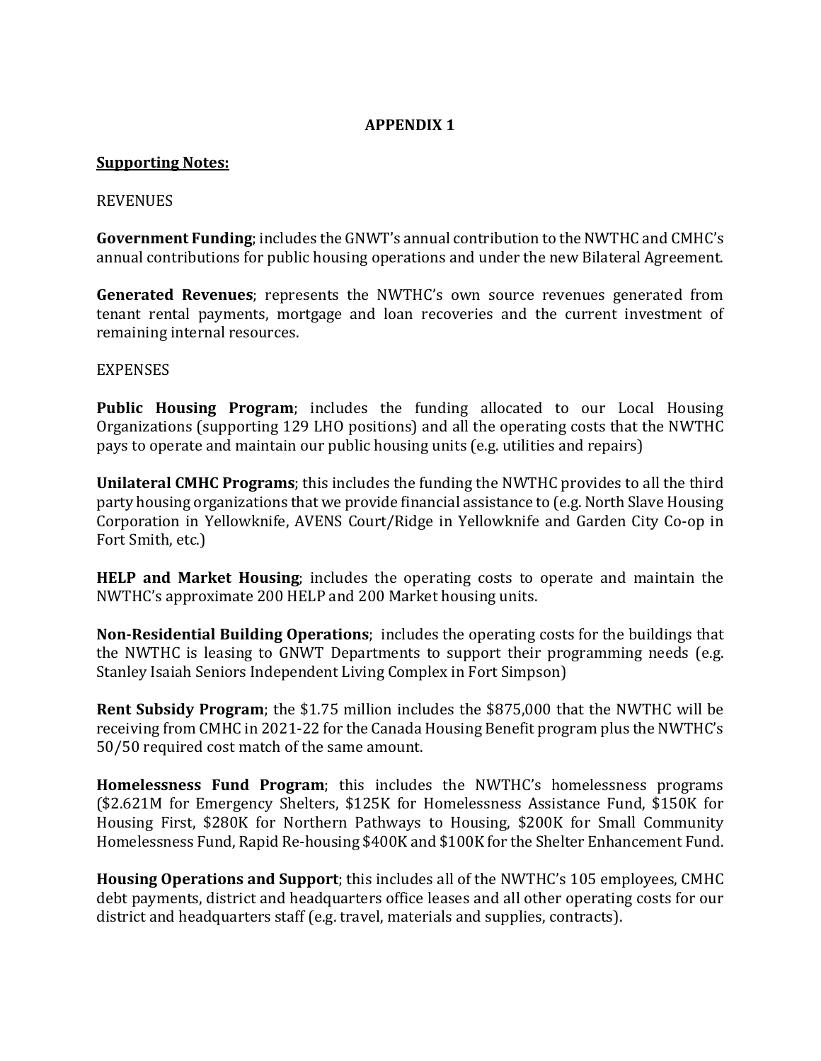# APPENDIX 1

**<u>Supporting Notes:</u>**

REVENUES

**Government Funding**; includes the GNWT's annual contribution to the NWTHC and CMHC's annual contributions for public housing operations and under the new Bilateral Agreement.

**Generated Revenues**; represents the NWTHC's own source revenues generated from tenant rental payments, mortgage and loan recoveries and the current investment of remaining internal resources.

EXPENSES

**Public Housing Program**; includes the funding allocated to our Local Housing Organizations (supporting 129 LHO positions) and all the operating costs that the NWTHC pays to operate and maintain our public housing units (e.g. utilities and repairs)

**Unilateral CMHC Programs**; this includes the funding the NWTHC provides to all the third party housing organizations that we provide financial assistance to (e.g. North Slave Housing Corporation in Yellowknife, AVENS Court/Ridge in Yellowknife and Garden City Co-op in Fort Smith, etc.)

**HELP and Market Housing**; includes the operating costs to operate and maintain the NWTHC's approximate 200 HELP and 200 Market housing units.

**Non-Residential Building Operations**; includes the operating costs for the buildings that the NWTHC is leasing to GNWT Departments to support their programming needs (e.g. Stanley Isaiah Seniors Independent Living Complex in Fort Simpson)

**Rent Subsidy Program**; the $1.75 million includes the $875,000 that the NWTHC will be receiving from CMHC in 2021-22 for the Canada Housing Benefit program plus the NWTHC's 50/50 required cost match of the same amount.

**Homelessness Fund Program**; this includes the NWTHC's homelessness programs ($2.621M for Emergency Shelters, $125K for Homelessness Assistance Fund, $150K for Housing First, $280K for Northern Pathways to Housing, $200K for Small Community Homelessness Fund, Rapid Re-housing $400K and $100K for the Shelter Enhancement Fund.

**Housing Operations and Support**; this includes all of the NWTHC's 105 employees, CMHC debt payments, district and headquarters office leases and all other operating costs for our district and headquarters staff (e.g. travel, materials and supplies, contracts).